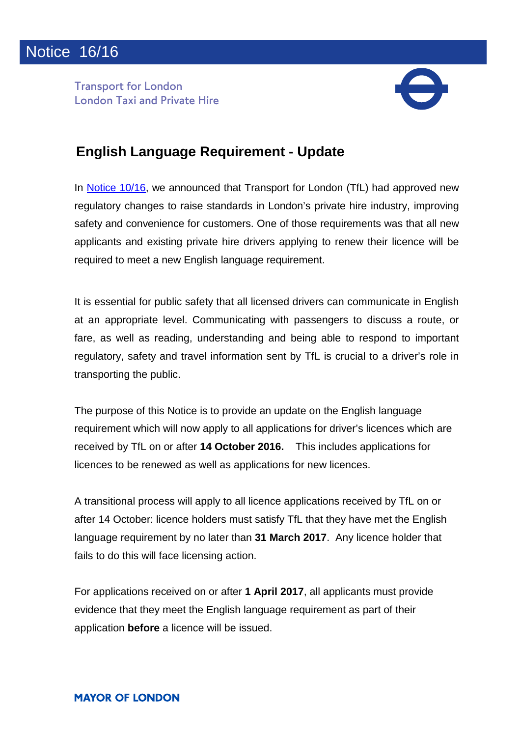# Notice 16/16

Transport for London
London Taxi and Private Hire

## English Language Requirement - Update

In Notice 10/16, we announced that Transport for London (TfL) had approved new regulatory changes to raise standards in London's private hire industry, improving safety and convenience for customers. One of those requirements was that all new applicants and existing private hire drivers applying to renew their licence will be required to meet a new English language requirement.

It is essential for public safety that all licensed drivers can communicate in English at an appropriate level. Communicating with passengers to discuss a route, or fare, as well as reading, understanding and being able to respond to important regulatory, safety and travel information sent by TfL is crucial to a driver's role in transporting the public.

The purpose of this Notice is to provide an update on the English language requirement which will now apply to all applications for driver's licences which are received by TfL on or after **14 October 2016.** This includes applications for licences to be renewed as well as applications for new licences.

A transitional process will apply to all licence applications received by TfL on or after 14 October: licence holders must satisfy TfL that they have met the English language requirement by no later than **31 March 2017**. Any licence holder that fails to do this will face licensing action.

For applications received on or after **1 April 2017**, all applicants must provide evidence that they meet the English language requirement as part of their application **before** a licence will be issued.

MAYOR OF LONDON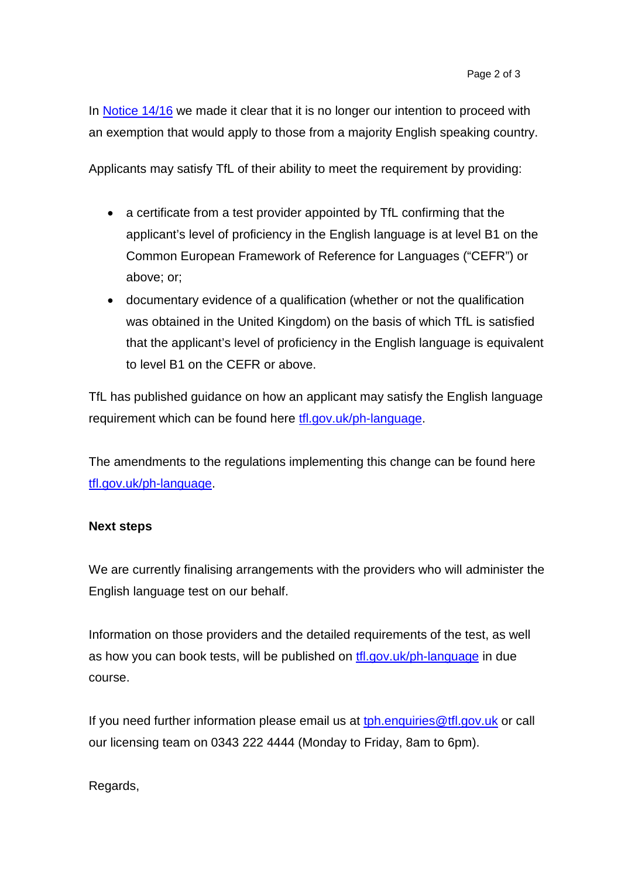In Notice 14/16 we made it clear that it is no longer our intention to proceed with an exemption that would apply to those from a majority English speaking country.

Applicants may satisfy TfL of their ability to meet the requirement by providing:

- a certificate from a test provider appointed by TfL confirming that the applicant's level of proficiency in the English language is at level B1 on the Common European Framework of Reference for Languages ("CEFR") or above; or;
- documentary evidence of a qualification (whether or not the qualification was obtained in the United Kingdom) on the basis of which TfL is satisfied that the applicant's level of proficiency in the English language is equivalent to level B1 on the CEFR or above.

TfL has published guidance on how an applicant may satisfy the English language requirement which can be found here tfl.gov.uk/ph-language.

The amendments to the regulations implementing this change can be found here tfl.gov.uk/ph-language.

**Next steps**

We are currently finalising arrangements with the providers who will administer the English language test on our behalf.

Information on those providers and the detailed requirements of the test, as well as how you can book tests, will be published on tfl.gov.uk/ph-language in due course.

If you need further information please email us at tph.enquiries@tfl.gov.uk or call our licensing team on 0343 222 4444 (Monday to Friday, 8am to 6pm).

Regards,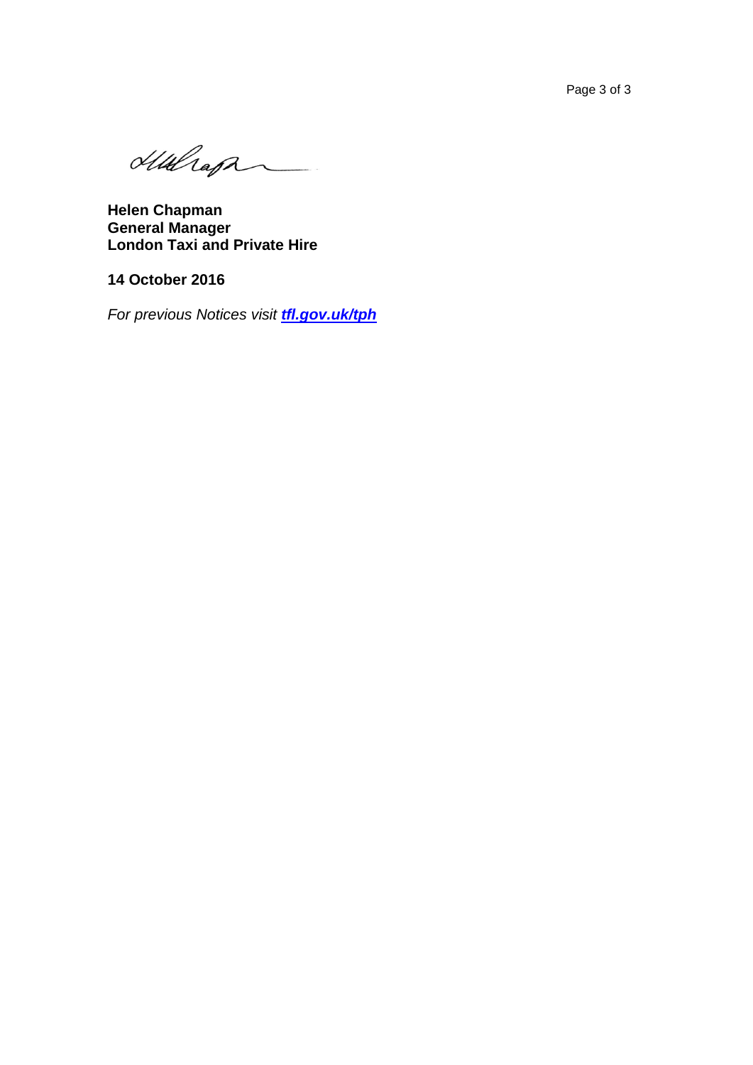**Helen Chapman**
**General Manager**
**London Taxi and Private Hire**

**14 October 2016**

*For previous Notices visit* ***tfl.gov.uk/tph***